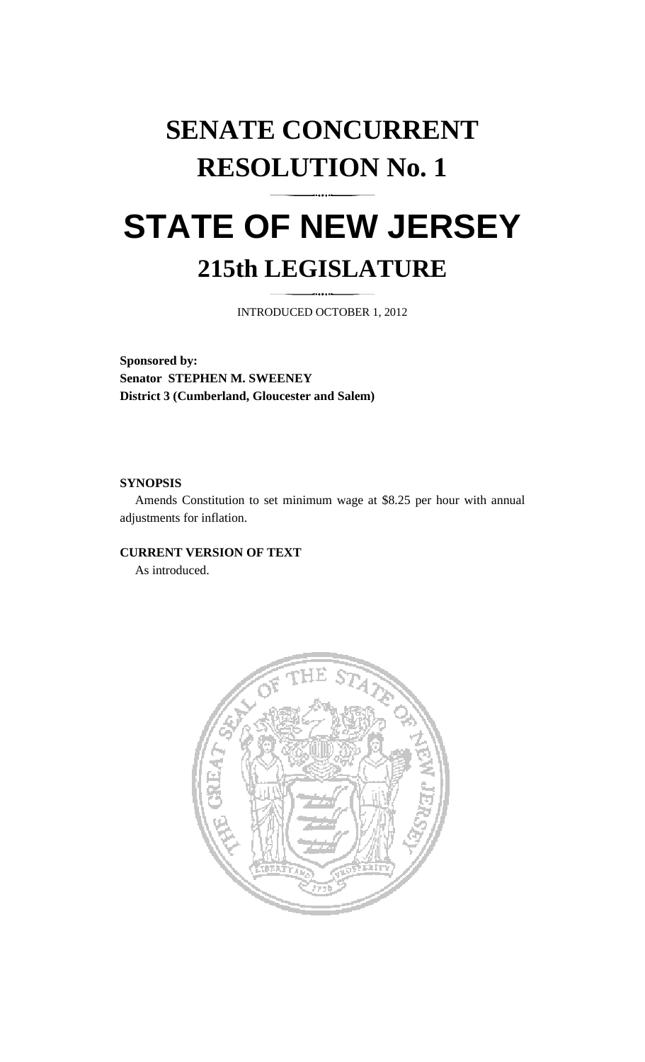# SENATE CONCURRENT RESOLUTION No. 1

# STATE OF NEW JERSEY

## 215th LEGISLATURE

INTRODUCED OCTOBER 1, 2012

**Sponsored by:**
**Senator STEPHEN M. SWEENEY**
**District 3 (Cumberland, Gloucester and Salem)**

**SYNOPSIS**

Amends Constitution to set minimum wage at $8.25 per hour with annual adjustments for inflation.

**CURRENT VERSION OF TEXT**

As introduced.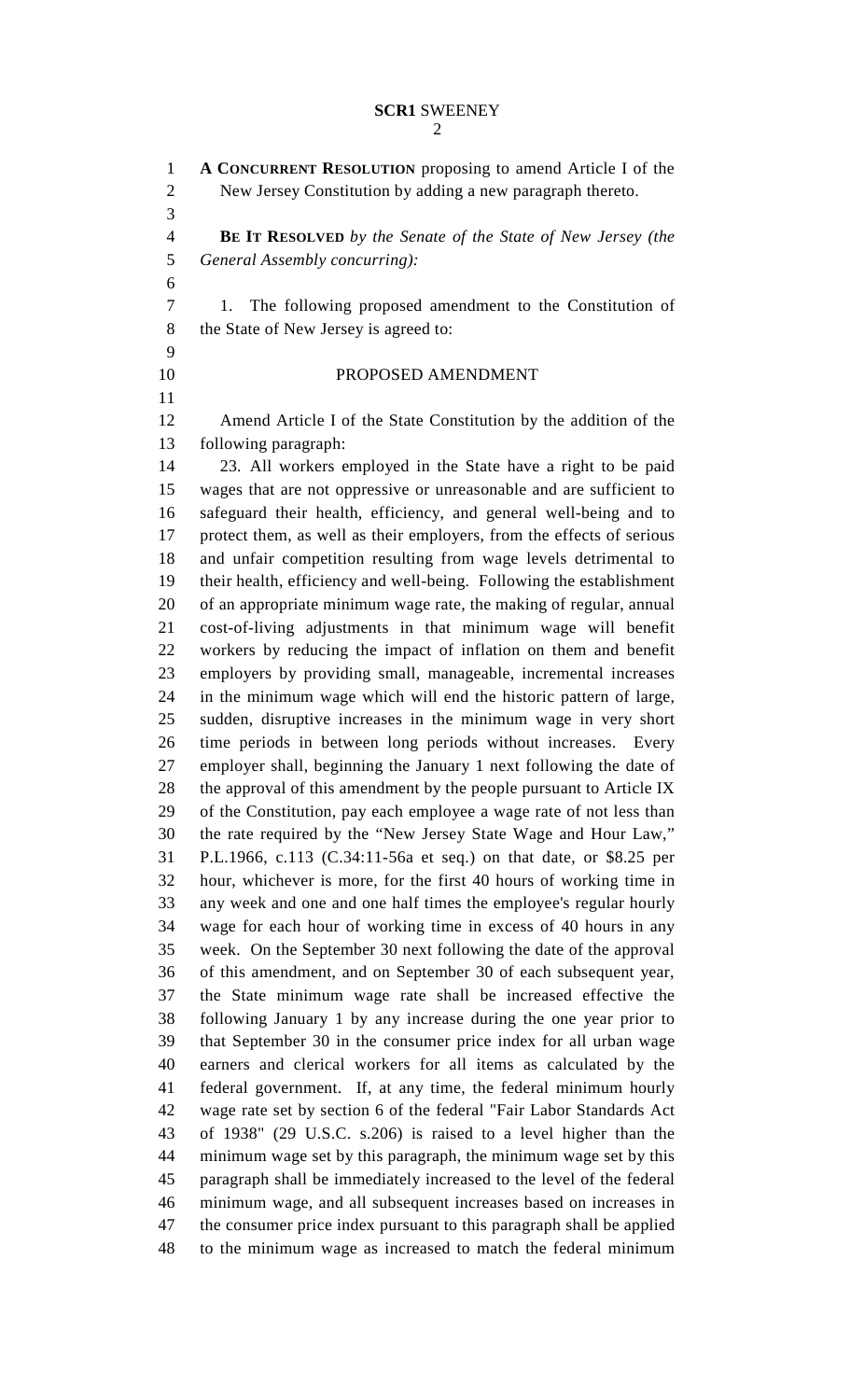**A CONCURRENT RESOLUTION** proposing to amend Article I of the New Jersey Constitution by adding a new paragraph thereto.

**BE IT RESOLVED** *by the Senate of the State of New Jersey (the General Assembly concurring):*

1. The following proposed amendment to the Constitution of the State of New Jersey is agreed to:

PROPOSED AMENDMENT

Amend Article I of the State Constitution by the addition of the following paragraph:

23. All workers employed in the State have a right to be paid wages that are not oppressive or unreasonable and are sufficient to safeguard their health, efficiency, and general well-being and to protect them, as well as their employers, from the effects of serious and unfair competition resulting from wage levels detrimental to their health, efficiency and well-being. Following the establishment of an appropriate minimum wage rate, the making of regular, annual cost-of-living adjustments in that minimum wage will benefit workers by reducing the impact of inflation on them and benefit employers by providing small, manageable, incremental increases in the minimum wage which will end the historic pattern of large, sudden, disruptive increases in the minimum wage in very short time periods in between long periods without increases. Every employer shall, beginning the January 1 next following the date of the approval of this amendment by the people pursuant to Article IX of the Constitution, pay each employee a wage rate of not less than the rate required by the "New Jersey State Wage and Hour Law," P.L.1966, c.113 (C.34:11-56a et seq.) on that date, or $8.25 per hour, whichever is more, for the first 40 hours of working time in any week and one and one half times the employee's regular hourly wage for each hour of working time in excess of 40 hours in any week. On the September 30 next following the date of the approval of this amendment, and on September 30 of each subsequent year, the State minimum wage rate shall be increased effective the following January 1 by any increase during the one year prior to that September 30 in the consumer price index for all urban wage earners and clerical workers for all items as calculated by the federal government. If, at any time, the federal minimum hourly wage rate set by section 6 of the federal "Fair Labor Standards Act of 1938" (29 U.S.C. s.206) is raised to a level higher than the minimum wage set by this paragraph, the minimum wage set by this paragraph shall be immediately increased to the level of the federal minimum wage, and all subsequent increases based on increases in the consumer price index pursuant to this paragraph shall be applied to the minimum wage as increased to match the federal minimum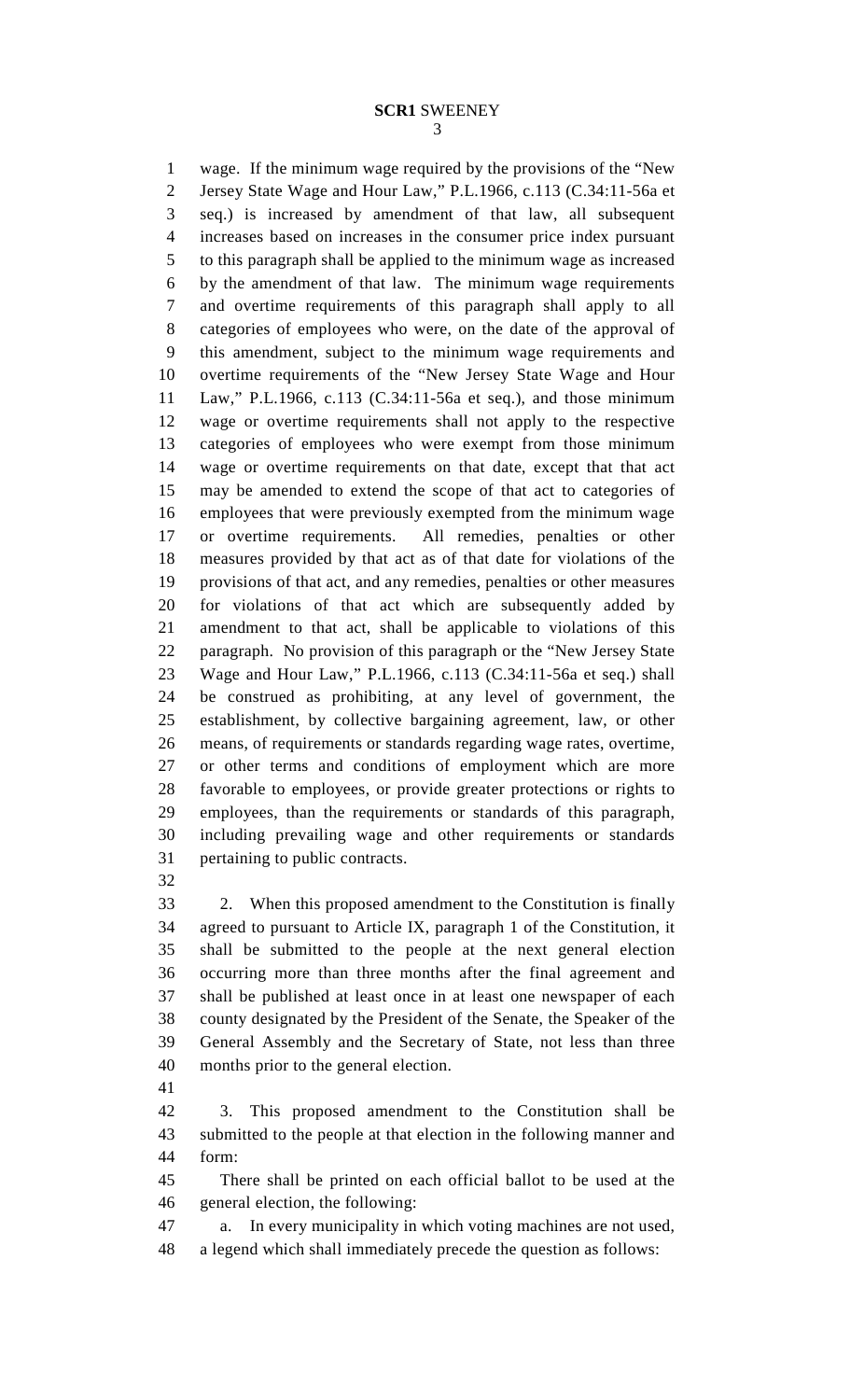wage. If the minimum wage required by the provisions of the "New Jersey State Wage and Hour Law," P.L.1966, c.113 (C.34:11-56a et seq.) is increased by amendment of that law, all subsequent increases based on increases in the consumer price index pursuant to this paragraph shall be applied to the minimum wage as increased by the amendment of that law. The minimum wage requirements and overtime requirements of this paragraph shall apply to all categories of employees who were, on the date of the approval of this amendment, subject to the minimum wage requirements and overtime requirements of the "New Jersey State Wage and Hour Law," P.L.1966, c.113 (C.34:11-56a et seq.), and those minimum wage or overtime requirements shall not apply to the respective categories of employees who were exempt from those minimum wage or overtime requirements on that date, except that that act may be amended to extend the scope of that act to categories of employees that were previously exempted from the minimum wage or overtime requirements. All remedies, penalties or other measures provided by that act as of that date for violations of the provisions of that act, and any remedies, penalties or other measures for violations of that act which are subsequently added by amendment to that act, shall be applicable to violations of this paragraph. No provision of this paragraph or the "New Jersey State Wage and Hour Law," P.L.1966, c.113 (C.34:11-56a et seq.) shall be construed as prohibiting, at any level of government, the establishment, by collective bargaining agreement, law, or other means, of requirements or standards regarding wage rates, overtime, or other terms and conditions of employment which are more favorable to employees, or provide greater protections or rights to employees, than the requirements or standards of this paragraph, including prevailing wage and other requirements or standards pertaining to public contracts.

2. When this proposed amendment to the Constitution is finally agreed to pursuant to Article IX, paragraph 1 of the Constitution, it shall be submitted to the people at the next general election occurring more than three months after the final agreement and shall be published at least once in at least one newspaper of each county designated by the President of the Senate, the Speaker of the General Assembly and the Secretary of State, not less than three months prior to the general election.

3. This proposed amendment to the Constitution shall be submitted to the people at that election in the following manner and form:

There shall be printed on each official ballot to be used at the general election, the following:

a. In every municipality in which voting machines are not used, a legend which shall immediately precede the question as follows: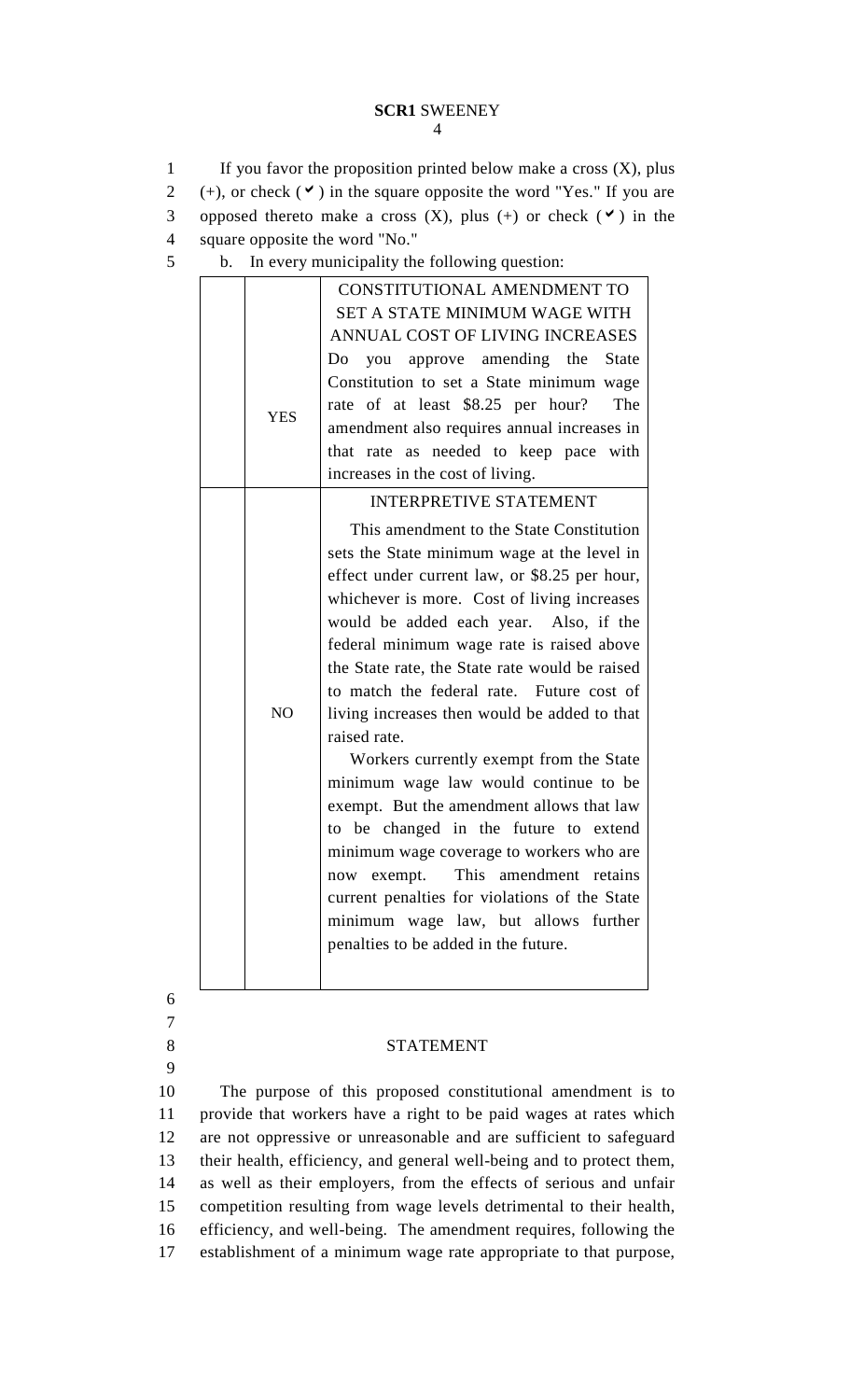If you favor the proposition printed below make a cross (X), plus (+), or check (✔) in the square opposite the word "Yes." If you are opposed thereto make a cross (X), plus (+) or check (✔) in the square opposite the word "No."

b. In every municipality the following question:

| | | |
|---|---|---|
| | YES | CONSTITUTIONAL AMENDMENT TO SET A STATE MINIMUM WAGE WITH ANNUAL COST OF LIVING INCREASES<br>Do you approve amending the State Constitution to set a State minimum wage rate of at least $8.25 per hour? The amendment also requires annual increases in that rate as needed to keep pace with increases in the cost of living. |
| | NO | INTERPRETIVE STATEMENT<br>This amendment to the State Constitution sets the State minimum wage at the level in effect under current law, or $8.25 per hour, whichever is more. Cost of living increases would be added each year. Also, if the federal minimum wage rate is raised above the State rate, the State rate would be raised to match the federal rate. Future cost of living increases then would be added to that raised rate.<br>Workers currently exempt from the State minimum wage law would continue to be exempt. But the amendment allows that law to be changed in the future to extend minimum wage coverage to workers who are now exempt. This amendment retains current penalties for violations of the State minimum wage law, but allows further penalties to be added in the future. |

## STATEMENT

The purpose of this proposed constitutional amendment is to provide that workers have a right to be paid wages at rates which are not oppressive or unreasonable and are sufficient to safeguard their health, efficiency, and general well-being and to protect them, as well as their employers, from the effects of serious and unfair competition resulting from wage levels detrimental to their health, efficiency, and well-being. The amendment requires, following the establishment of a minimum wage rate appropriate to that purpose,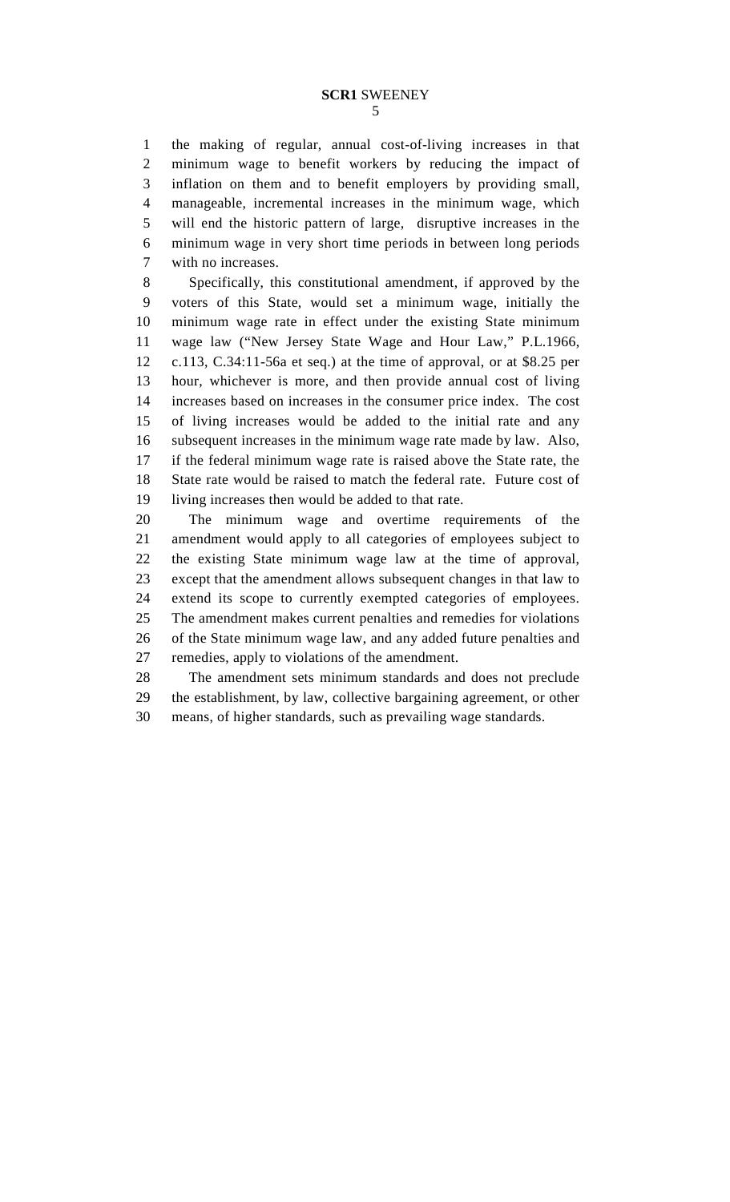the making of regular, annual cost-of-living increases in that minimum wage to benefit workers by reducing the impact of inflation on them and to benefit employers by providing small, manageable, incremental increases in the minimum wage, which will end the historic pattern of large, disruptive increases in the minimum wage in very short time periods in between long periods with no increases.

Specifically, this constitutional amendment, if approved by the voters of this State, would set a minimum wage, initially the minimum wage rate in effect under the existing State minimum wage law ("New Jersey State Wage and Hour Law," P.L.1966, c.113, C.34:11-56a et seq.) at the time of approval, or at $8.25 per hour, whichever is more, and then provide annual cost of living increases based on increases in the consumer price index. The cost of living increases would be added to the initial rate and any subsequent increases in the minimum wage rate made by law. Also, if the federal minimum wage rate is raised above the State rate, the State rate would be raised to match the federal rate. Future cost of living increases then would be added to that rate.

The minimum wage and overtime requirements of the amendment would apply to all categories of employees subject to the existing State minimum wage law at the time of approval, except that the amendment allows subsequent changes in that law to extend its scope to currently exempted categories of employees. The amendment makes current penalties and remedies for violations of the State minimum wage law, and any added future penalties and remedies, apply to violations of the amendment.

The amendment sets minimum standards and does not preclude the establishment, by law, collective bargaining agreement, or other means, of higher standards, such as prevailing wage standards.